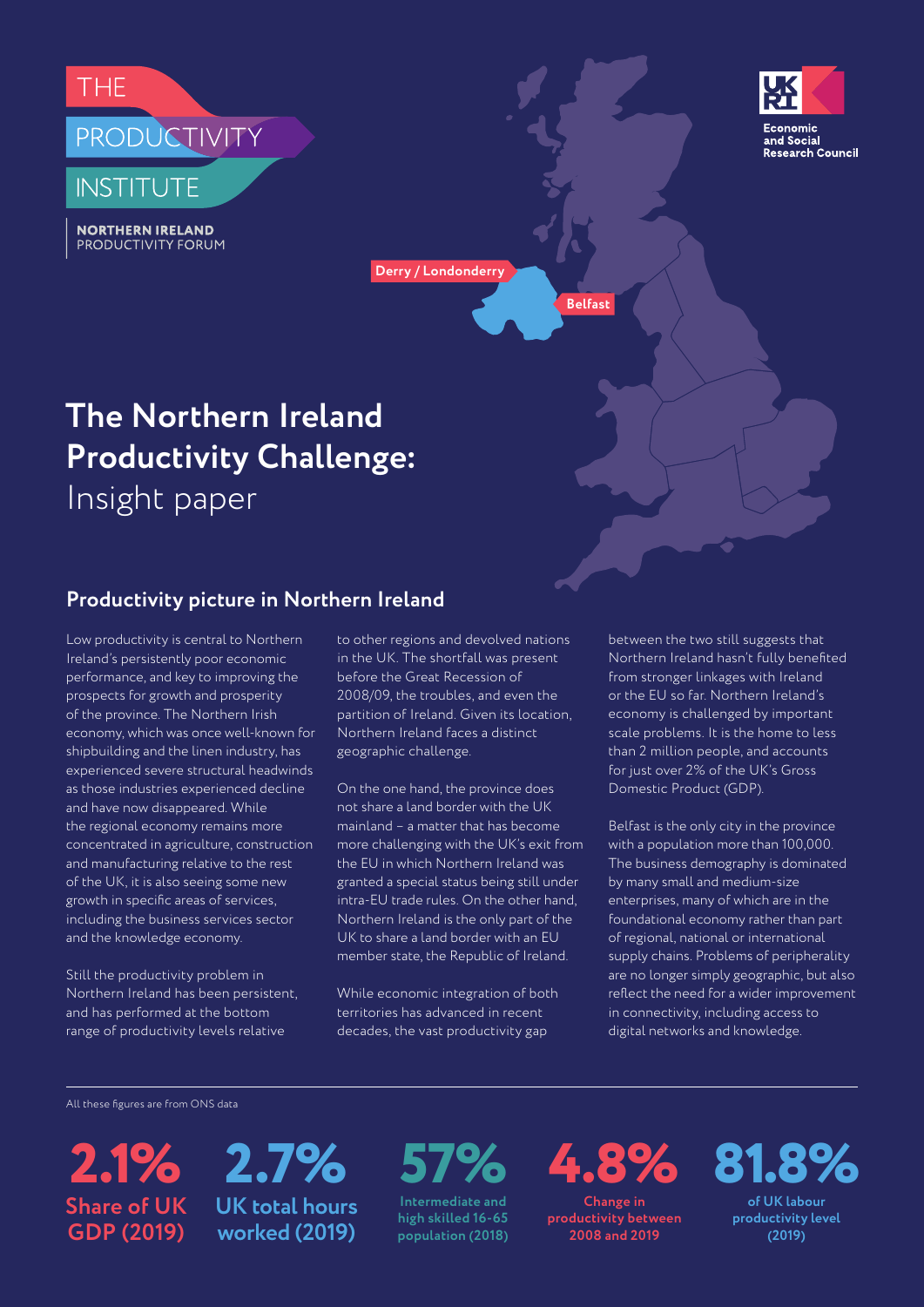THE PRODUCTIVITY INSTITUTE

**NORTHERN IRELAND**
PRODUCTIVITY FORUM

Economic and Social Research Council

# The Northern Ireland Productivity Challenge: Insight paper

## Productivity picture in Northern Ireland

Low productivity is central to Northern Ireland's persistently poor economic performance, and key to improving the prospects for growth and prosperity of the province. The Northern Irish economy, which was once well-known for shipbuilding and the linen industry, has experienced severe structural headwinds as those industries experienced decline and have now disappeared. While the regional economy remains more concentrated in agriculture, construction and manufacturing relative to the rest of the UK, it is also seeing some new growth in specific areas of services, including the business services sector and the knowledge economy.

Still the productivity problem in Northern Ireland has been persistent, and has performed at the bottom range of productivity levels relative to other regions and devolved nations in the UK. The shortfall was present before the Great Recession of 2008/09, the troubles, and even the partition of Ireland. Given its location, Northern Ireland faces a distinct geographic challenge.

On the one hand, the province does not share a land border with the UK mainland – a matter that has become more challenging with the UK's exit from the EU in which Northern Ireland was granted a special status being still under intra-EU trade rules. On the other hand, Northern Ireland is the only part of the UK to share a land border with an EU member state, the Republic of Ireland.

While economic integration of both territories has advanced in recent decades, the vast productivity gap between the two still suggests that Northern Ireland hasn't fully benefited from stronger linkages with Ireland or the EU so far. Northern Ireland's economy is challenged by important scale problems. It is the home to less than 2 million people, and accounts for just over 2% of the UK's Gross Domestic Product (GDP).

Belfast is the only city in the province with a population more than 100,000. The business demography is dominated by many small and medium-size enterprises, many of which are in the foundational economy rather than part of regional, national or international supply chains. Problems of peripherality are no longer simply geographic, but also reflect the need for a wider improvement in connectivity, including access to digital networks and knowledge.

All these figures are from ONS data

**2.1%** Share of UK GDP (2019)

**2.7%** UK total hours worked (2019)

**57%** Intermediate and high skilled 16-65 population (2018)

**4.8%** Change in productivity between 2008 and 2019

**81.8%** of UK labour productivity level (2019)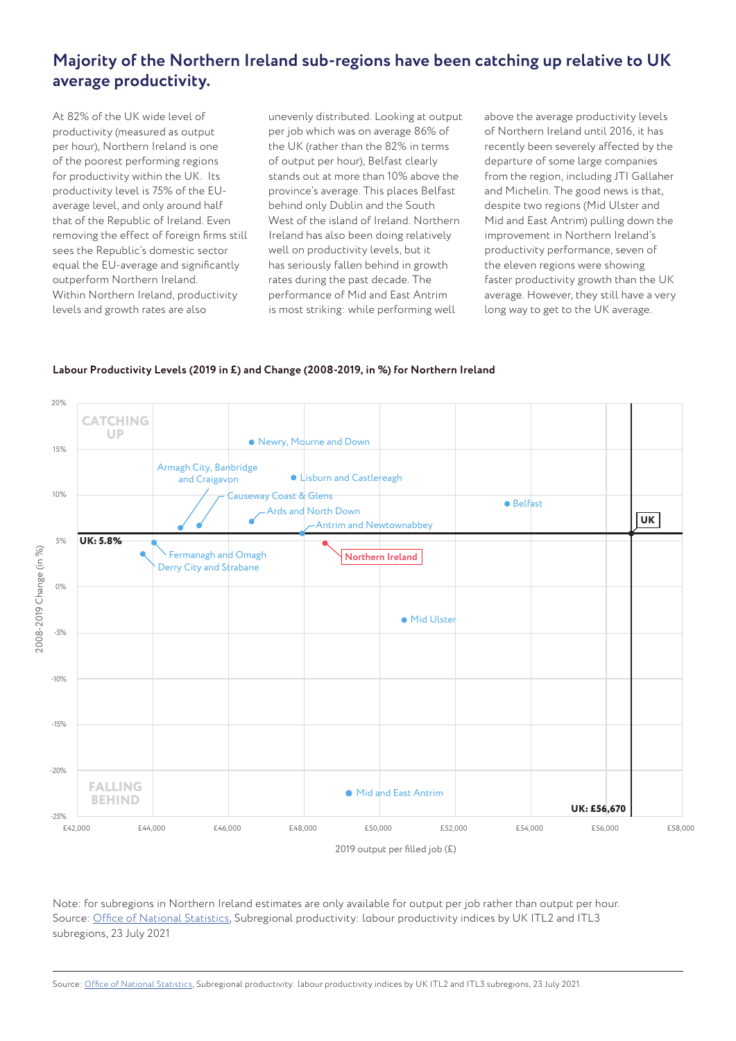## Majority of the Northern Ireland sub-regions have been catching up relative to UK average productivity.

At 82% of the UK wide level of productivity (measured as output per hour), Northern Ireland is one of the poorest performing regions for productivity within the UK. Its productivity level is 75% of the EU-average level, and only around half that of the Republic of Ireland. Even removing the effect of foreign firms still sees the Republic's domestic sector equal the EU-average and significantly outperform Northern Ireland. Within Northern Ireland, productivity levels and growth rates are also unevenly distributed. Looking at output per job which was on average 86% of the UK (rather than the 82% in terms of output per hour), Belfast clearly stands out at more than 10% above the province's average. This places Belfast behind only Dublin and the South West of the island of Ireland. Northern Ireland has also been doing relatively well on productivity levels, but it has seriously fallen behind in growth rates during the past decade. The performance of Mid and East Antrim is most striking: while performing well above the average productivity levels of Northern Ireland until 2016, it has recently been severely affected by the departure of some large companies from the region, including JTI Gallaher and Michelin. The good news is that, despite two regions (Mid Ulster and Mid and East Antrim) pulling down the improvement in Northern Ireland's productivity performance, seven of the eleven regions were showing faster productivity growth than the UK average. However, they still have a very long way to get to the UK average.

**Labour Productivity Levels (2019 in £) and Change (2008-2019, in %) for Northern Ireland**

CATCHING UP

FALLING BEHIND

Newry, Mourne and Down

Armagh City, Banbridge and Craigavon

Lisburn and Castlereagh

Causeway Coast & Glens

Belfast

Ards and North Down

Antrim and Newtownabbey

UK

UK: 5.8%

Fermanagh and Omagh

Derry City and Strabane

Northern Ireland

Mid Ulster

Mid and East Antrim

UK: £56,670

2008-2019 Change (in %): 20%, 15%, 10%, 5%, 0%, -5%, -10%, -15%, -20%, -25%

2019 output per filled job (£): £42,000, £44,000, £46,000, £48,000, £50,000, £52,000, £54,000, £56,000, £58,000

Note: for subregions in Northern Ireland estimates are only available for output per job rather than output per hour.
Source: Office of National Statistics, Subregional productivity: labour productivity indices by UK ITL2 and ITL3 subregions, 23 July 2021

Source: Office of National Statistics, Subregional productivity: labour productivity indices by UK ITL2 and ITL3 subregions, 23 July 2021.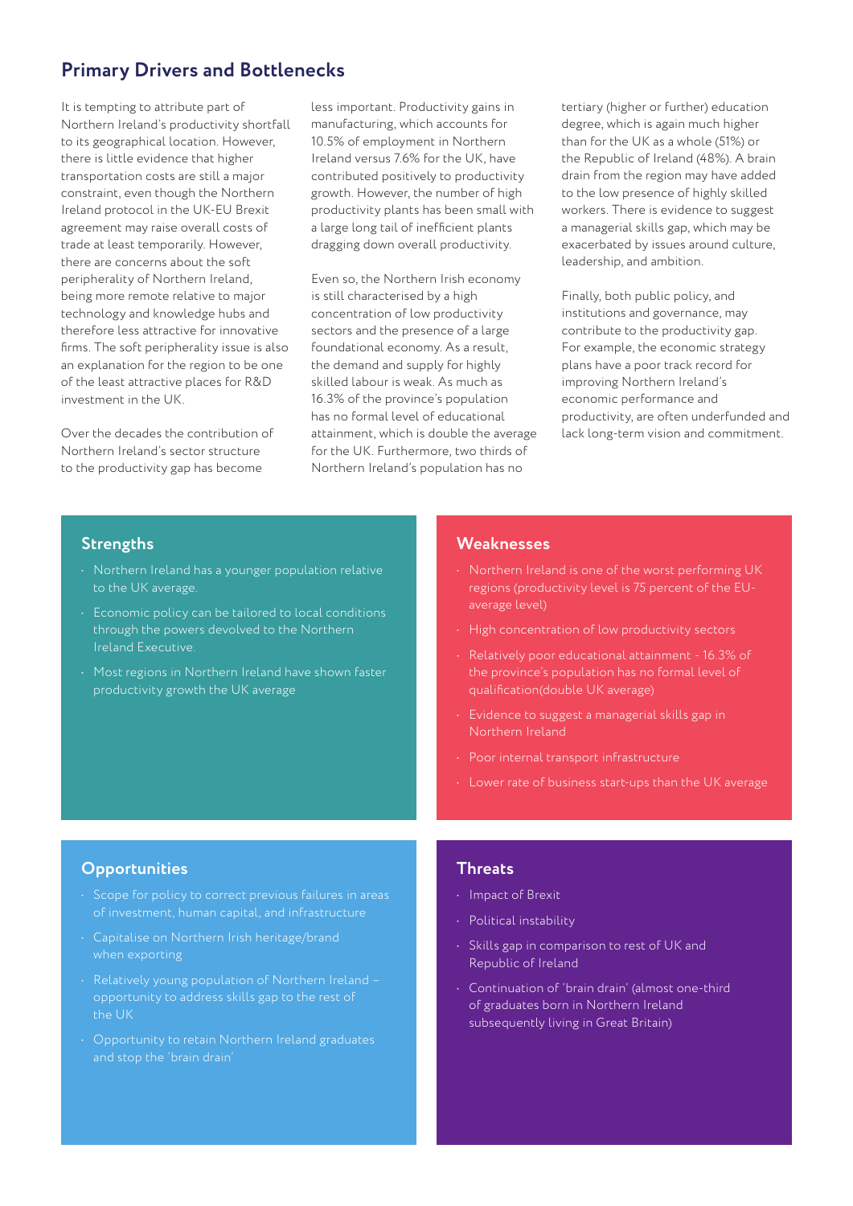## Primary Drivers and Bottlenecks

It is tempting to attribute part of Northern Ireland's productivity shortfall to its geographical location. However, there is little evidence that higher transportation costs are still a major constraint, even though the Northern Ireland protocol in the UK-EU Brexit agreement may raise overall costs of trade at least temporarily. However, there are concerns about the soft peripherality of Northern Ireland, being more remote relative to major technology and knowledge hubs and therefore less attractive for innovative firms. The soft peripherality issue is also an explanation for the region to be one of the least attractive places for R&D investment in the UK.

Over the decades the contribution of Northern Ireland's sector structure to the productivity gap has become less important. Productivity gains in manufacturing, which accounts for 10.5% of employment in Northern Ireland versus 7.6% for the UK, have contributed positively to productivity growth. However, the number of high productivity plants has been small with a large long tail of inefficient plants dragging down overall productivity.

Even so, the Northern Irish economy is still characterised by a high concentration of low productivity sectors and the presence of a large foundational economy. As a result, the demand and supply for highly skilled labour is weak. As much as 16.3% of the province's population has no formal level of educational attainment, which is double the average for the UK. Furthermore, two thirds of Northern Ireland's population has no tertiary (higher or further) education degree, which is again much higher than for the UK as a whole (51%) or the Republic of Ireland (48%). A brain drain from the region may have added to the low presence of highly skilled workers. There is evidence to suggest a managerial skills gap, which may be exacerbated by issues around culture, leadership, and ambition.

Finally, both public policy, and institutions and governance, may contribute to the productivity gap. For example, the economic strategy plans have a poor track record for improving Northern Ireland's economic performance and productivity, are often underfunded and lack long-term vision and commitment.

### Strengths

- Northern Ireland has a younger population relative to the UK average.
- Economic policy can be tailored to local conditions through the powers devolved to the Northern Ireland Executive.
- Most regions in Northern Ireland have shown faster productivity growth the UK average

### Weaknesses

- Northern Ireland is one of the worst performing UK regions (productivity level is 75 percent of the EU-average level)
- High concentration of low productivity sectors
- Relatively poor educational attainment - 16.3% of the province's population has no formal level of qualification(double UK average)
- Evidence to suggest a managerial skills gap in Northern Ireland
- Poor internal transport infrastructure
- Lower rate of business start-ups than the UK average

### Opportunities

- Scope for policy to correct previous failures in areas of investment, human capital, and infrastructure
- Capitalise on Northern Irish heritage/brand when exporting
- Relatively young population of Northern Ireland – opportunity to address skills gap to the rest of the UK
- Opportunity to retain Northern Ireland graduates and stop the 'brain drain'

### Threats

- Impact of Brexit
- Political instability
- Skills gap in comparison to rest of UK and Republic of Ireland
- Continuation of 'brain drain' (almost one-third of graduates born in Northern Ireland subsequently living in Great Britain)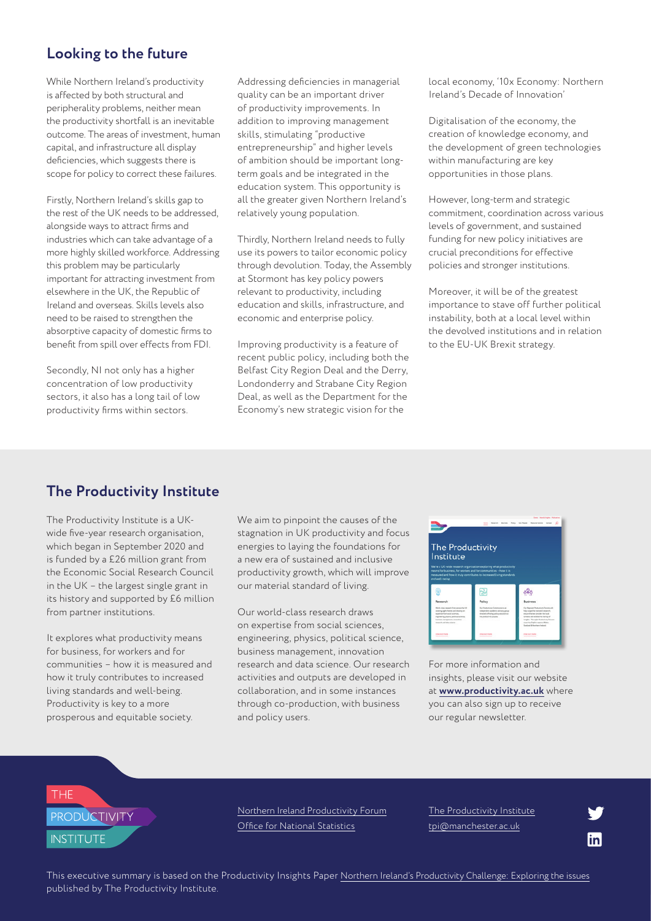## Looking to the future

While Northern Ireland's productivity is affected by both structural and peripherality problems, neither mean the productivity shortfall is an inevitable outcome. The areas of investment, human capital, and infrastructure all display deficiencies, which suggests there is scope for policy to correct these failures.

Firstly, Northern Ireland's skills gap to the rest of the UK needs to be addressed, alongside ways to attract firms and industries which can take advantage of a more highly skilled workforce. Addressing this problem may be particularly important for attracting investment from elsewhere in the UK, the Republic of Ireland and overseas. Skills levels also need to be raised to strengthen the absorptive capacity of domestic firms to benefit from spill over effects from FDI.

Secondly, NI not only has a higher concentration of low productivity sectors, it also has a long tail of low productivity firms within sectors.

Addressing deficiencies in managerial quality can be an important driver of productivity improvements. In addition to improving management skills, stimulating "productive entrepreneurship" and higher levels of ambition should be important long-term goals and be integrated in the education system. This opportunity is all the greater given Northern Ireland's relatively young population.

Thirdly, Northern Ireland needs to fully use its powers to tailor economic policy through devolution. Today, the Assembly at Stormont has key policy powers relevant to productivity, including education and skills, infrastructure, and economic and enterprise policy.

Improving productivity is a feature of recent public policy, including both the Belfast City Region Deal and the Derry, Londonderry and Strabane City Region Deal, as well as the Department for the Economy's new strategic vision for the local economy, '10x Economy: Northern Ireland's Decade of Innovation'

Digitalisation of the economy, the creation of knowledge economy, and the development of green technologies within manufacturing are key opportunities in those plans.

However, long-term and strategic commitment, coordination across various levels of government, and sustained funding for new policy initiatives are crucial preconditions for effective policies and stronger institutions.

Moreover, it will be of the greatest importance to stave off further political instability, both at a local level within the devolved institutions and in relation to the EU-UK Brexit strategy.

## The Productivity Institute

The Productivity Institute is a UK-wide five-year research organisation, which began in September 2020 and is funded by a £26 million grant from the Economic Social Research Council in the UK – the largest single grant in its history and supported by £6 million from partner institutions.

It explores what productivity means for business, for workers and for communities – how it is measured and how it truly contributes to increased living standards and well-being. Productivity is key to a more prosperous and equitable society.

We aim to pinpoint the causes of the stagnation in UK productivity and focus energies to laying the foundations for a new era of sustained and inclusive productivity growth, which will improve our material standard of living.

Our world-class research draws on expertise from social sciences, engineering, physics, political science, business management, innovation research and data science. Our research activities and outputs are developed in collaboration, and in some instances through co-production, with business and policy users.

For more information and insights, please visit our website at **www.productivity.ac.uk** where you can also sign up to receive our regular newsletter.

THE PRODUCTIVITY INSTITUTE

Northern Ireland Productivity Forum
Office for National Statistics

The Productivity Institute
tpi@manchester.ac.uk

This executive summary is based on the Productivity Insights Paper Northern Ireland's Productivity Challenge: Exploring the issues published by The Productivity Institute.